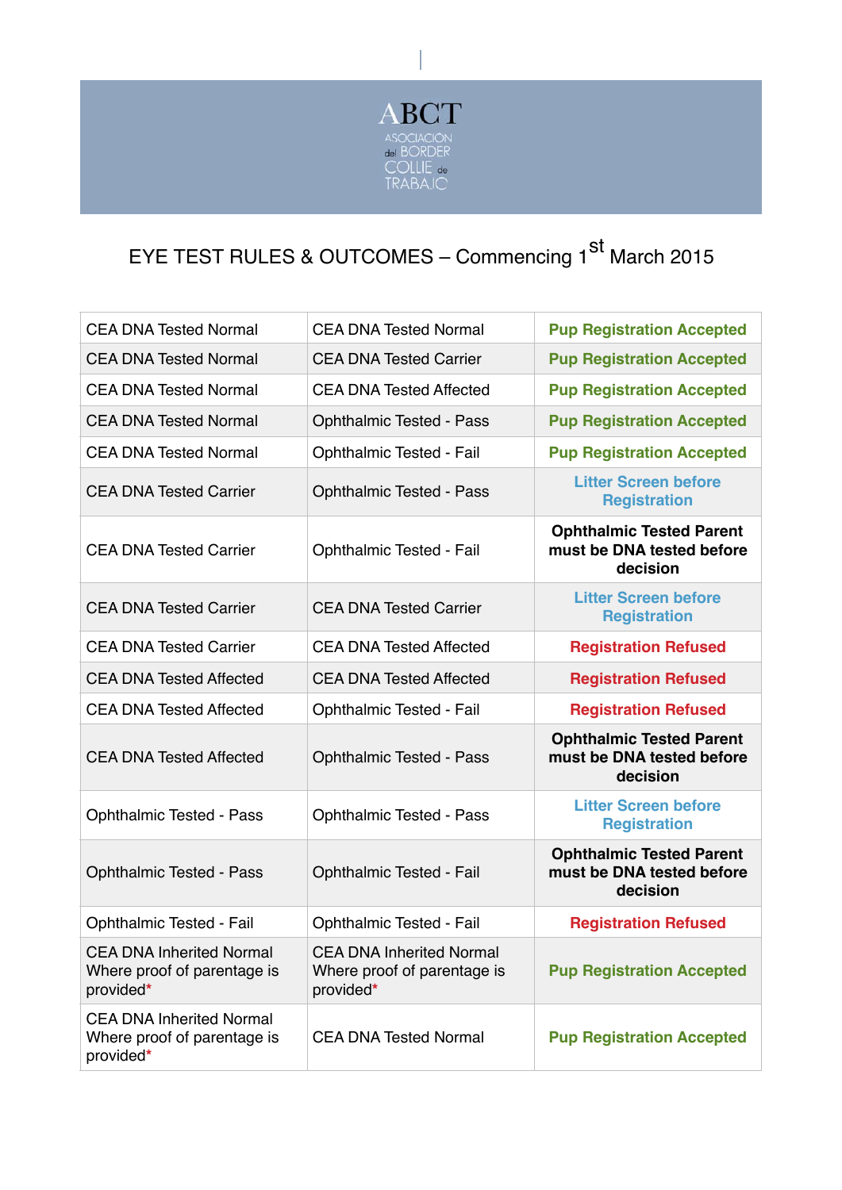ABCT
ASOCIACIÓN del BORDER COLLIE de TRABAJO

# EYE TEST RULES & OUTCOMES – Commencing 1st March 2015

| | | |
|---|---|---|
| CEA DNA Tested Normal | CEA DNA Tested Normal | **Pup Registration Accepted** |
| CEA DNA Tested Normal | CEA DNA Tested Carrier | **Pup Registration Accepted** |
| CEA DNA Tested Normal | CEA DNA Tested Affected | **Pup Registration Accepted** |
| CEA DNA Tested Normal | Ophthalmic Tested - Pass | **Pup Registration Accepted** |
| CEA DNA Tested Normal | Ophthalmic Tested - Fail | **Pup Registration Accepted** |
| CEA DNA Tested Carrier | Ophthalmic Tested - Pass | **Litter Screen before Registration** |
| CEA DNA Tested Carrier | Ophthalmic Tested - Fail | **Ophthalmic Tested Parent must be DNA tested before decision** |
| CEA DNA Tested Carrier | CEA DNA Tested Carrier | **Litter Screen before Registration** |
| CEA DNA Tested Carrier | CEA DNA Tested Affected | **Registration Refused** |
| CEA DNA Tested Affected | CEA DNA Tested Affected | **Registration Refused** |
| CEA DNA Tested Affected | Ophthalmic Tested - Fail | **Registration Refused** |
| CEA DNA Tested Affected | Ophthalmic Tested - Pass | **Ophthalmic Tested Parent must be DNA tested before decision** |
| Ophthalmic Tested - Pass | Ophthalmic Tested - Pass | **Litter Screen before Registration** |
| Ophthalmic Tested - Pass | Ophthalmic Tested - Fail | **Ophthalmic Tested Parent must be DNA tested before decision** |
| Ophthalmic Tested - Fail | Ophthalmic Tested - Fail | **Registration Refused** |
| CEA DNA Inherited Normal Where proof of parentage is provided* | CEA DNA Inherited Normal Where proof of parentage is provided* | **Pup Registration Accepted** |
| CEA DNA Inherited Normal Where proof of parentage is provided* | CEA DNA Tested Normal | **Pup Registration Accepted** |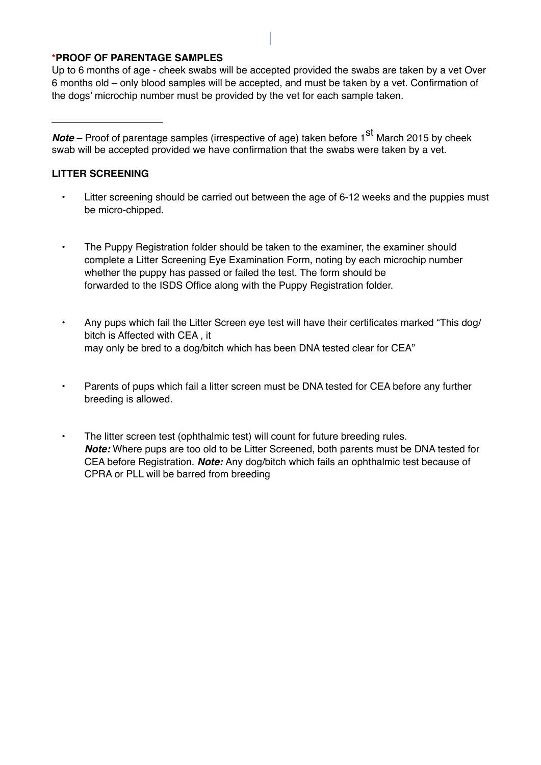**\*PROOF OF PARENTAGE SAMPLES**

Up to 6 months of age - cheek swabs will be accepted provided the swabs are taken by a vet Over 6 months old – only blood samples will be accepted, and must be taken by a vet. Confirmation of the dogs' microchip number must be provided by the vet for each sample taken.

---

***Note*** – Proof of parentage samples (irrespective of age) taken before 1st March 2015 by cheek swab will be accepted provided we have confirmation that the swabs were taken by a vet.

**LITTER SCREENING**

- Litter screening should be carried out between the age of 6-12 weeks and the puppies must be micro-chipped.
- The Puppy Registration folder should be taken to the examiner, the examiner should complete a Litter Screening Eye Examination Form, noting by each microchip number whether the puppy has passed or failed the test. The form should be forwarded to the ISDS Office along with the Puppy Registration folder.
- Any pups which fail the Litter Screen eye test will have their certificates marked "This dog/ bitch is Affected with CEA , it may only be bred to a dog/bitch which has been DNA tested clear for CEA"
- Parents of pups which fail a litter screen must be DNA tested for CEA before any further breeding is allowed.
- The litter screen test (ophthalmic test) will count for future breeding rules. ***Note:*** Where pups are too old to be Litter Screened, both parents must be DNA tested for CEA before Registration. ***Note:*** Any dog/bitch which fails an ophthalmic test because of CPRA or PLL will be barred from breeding